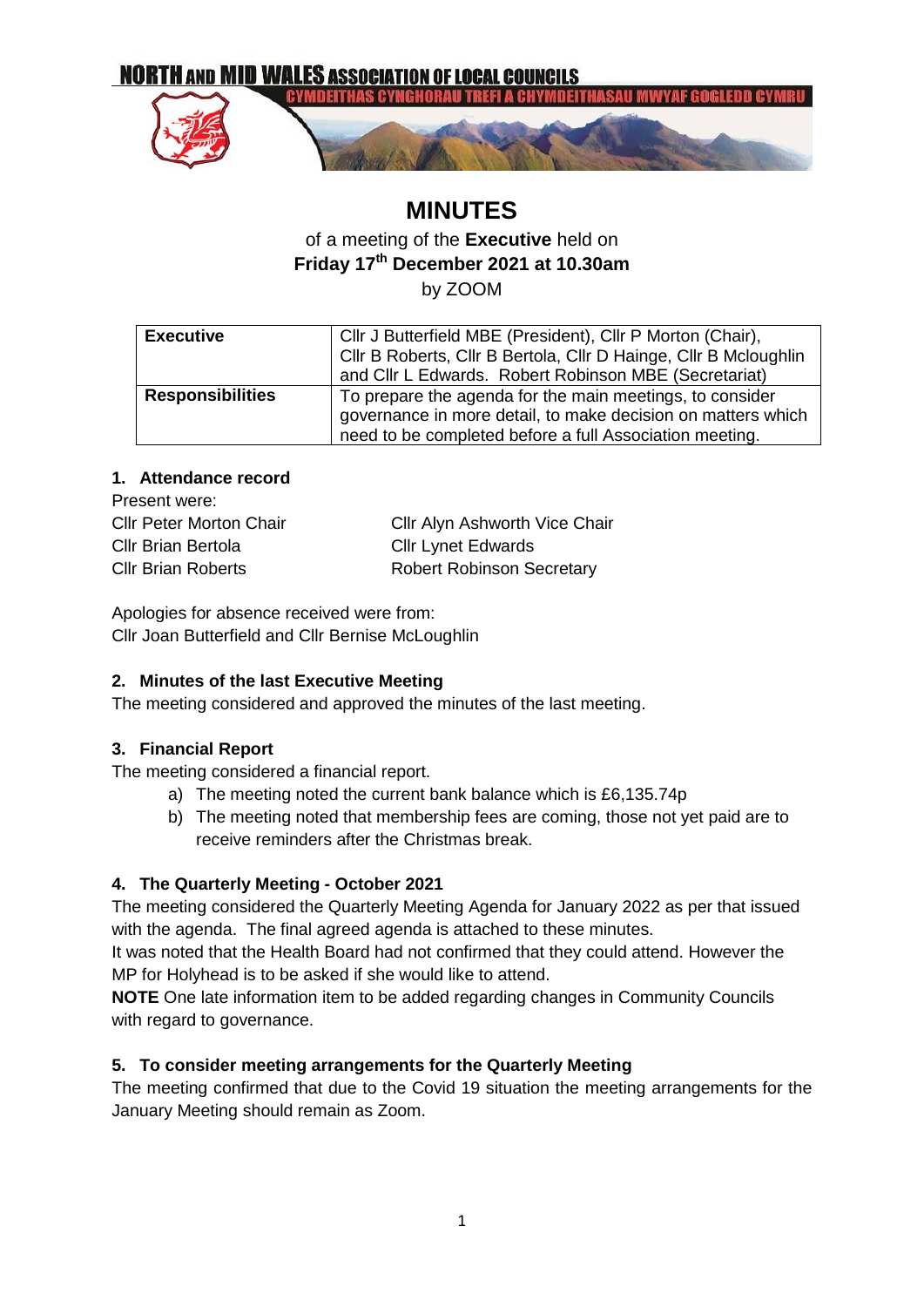NORTH AND MID WALES ASSOCIATION OF LOCAL COUNCILS

CYMDEITHAS CYNGHORAU TREFI A CHYMDEITHASAU MWYAF GOGLEDD CYMRU

# MINUTES

of a meeting of the **Executive** held on
**Friday 17th December 2021 at 10.30am**
by ZOOM

| | |
|---|---|
| **Executive** | Cllr J Butterfield MBE (President), Cllr P Morton (Chair), Cllr B Roberts, Cllr B Bertola, Cllr D Hainge, Cllr B Mcloughlin and Cllr L Edwards. Robert Robinson MBE (Secretariat) |
| **Responsibilities** | To prepare the agenda for the main meetings, to consider governance in more detail, to make decision on matters which need to be completed before a full Association meeting. |

## 1. Attendance record

Present were:

Cllr Peter Morton Chair
Cllr Brian Bertola
Cllr Brian Roberts
Cllr Alyn Ashworth Vice Chair
Cllr Lynet Edwards
Robert Robinson Secretary

Apologies for absence received were from:
Cllr Joan Butterfield and Cllr Bernise McLoughlin

## 2. Minutes of the last Executive Meeting

The meeting considered and approved the minutes of the last meeting.

## 3. Financial Report

The meeting considered a financial report.

a) The meeting noted the current bank balance which is £6,135.74p
b) The meeting noted that membership fees are coming, those not yet paid are to receive reminders after the Christmas break.

## 4. The Quarterly Meeting - October 2021

The meeting considered the Quarterly Meeting Agenda for January 2022 as per that issued with the agenda. The final agreed agenda is attached to these minutes.

It was noted that the Health Board had not confirmed that they could attend. However the MP for Holyhead is to be asked if she would like to attend.

**NOTE** One late information item to be added regarding changes in Community Councils with regard to governance.

## 5. To consider meeting arrangements for the Quarterly Meeting

The meeting confirmed that due to the Covid 19 situation the meeting arrangements for the January Meeting should remain as Zoom.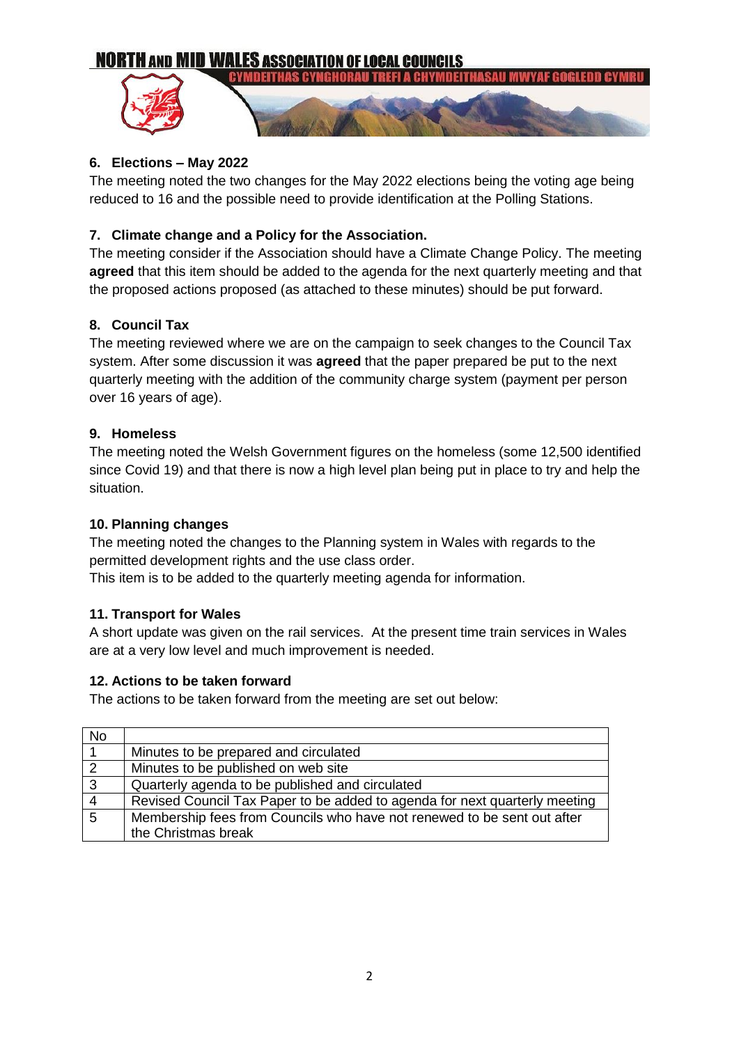## 6. Elections – May 2022

The meeting noted the two changes for the May 2022 elections being the voting age being reduced to 16 and the possible need to provide identification at the Polling Stations.

## 7. Climate change and a Policy for the Association.

The meeting consider if the Association should have a Climate Change Policy. The meeting **agreed** that this item should be added to the agenda for the next quarterly meeting and that the proposed actions proposed (as attached to these minutes) should be put forward.

## 8. Council Tax

The meeting reviewed where we are on the campaign to seek changes to the Council Tax system. After some discussion it was **agreed** that the paper prepared be put to the next quarterly meeting with the addition of the community charge system (payment per person over 16 years of age).

## 9. Homeless

The meeting noted the Welsh Government figures on the homeless (some 12,500 identified since Covid 19) and that there is now a high level plan being put in place to try and help the situation.

## 10. Planning changes

The meeting noted the changes to the Planning system in Wales with regards to the permitted development rights and the use class order.

This item is to be added to the quarterly meeting agenda for information.

## 11. Transport for Wales

A short update was given on the rail services. At the present time train services in Wales are at a very low level and much improvement is needed.

## 12. Actions to be taken forward

The actions to be taken forward from the meeting are set out below:

| No | |
|---|---|
| 1 | Minutes to be prepared and circulated |
| 2 | Minutes to be published on web site |
| 3 | Quarterly agenda to be published and circulated |
| 4 | Revised Council Tax Paper to be added to agenda for next quarterly meeting |
| 5 | Membership fees from Councils who have not renewed to be sent out after the Christmas break |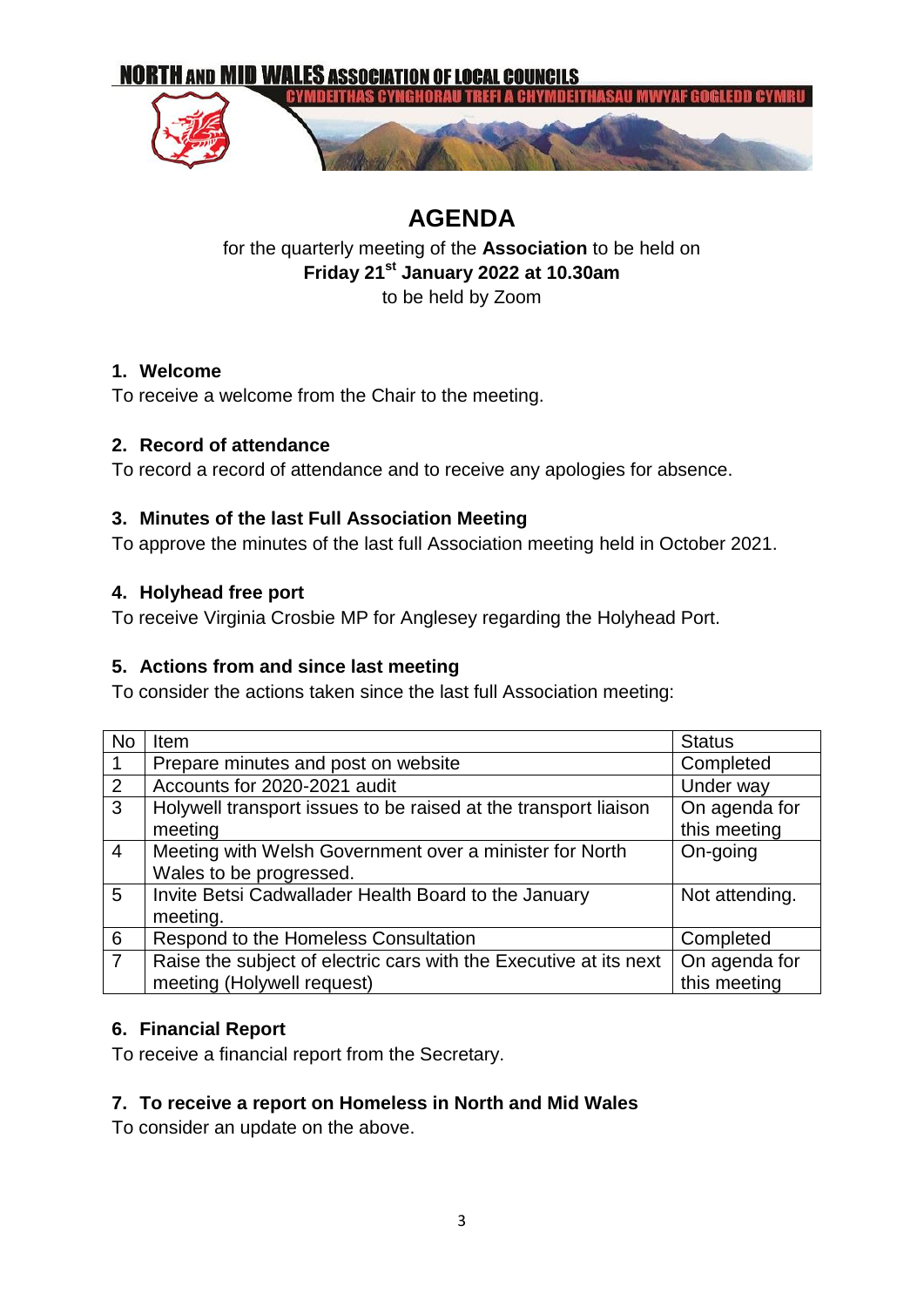NORTH AND MID WALES ASSOCIATION OF LOCAL COUNCILS
CYMDEITHAS CYNGHORAU TREFI A CHYMDEITHASAU MWYAF GOGLEDD CYMRU

# AGENDA

for the quarterly meeting of the **Association** to be held on
**Friday 21st January 2022 at 10.30am**
to be held by Zoom

### 1. Welcome

To receive a welcome from the Chair to the meeting.

### 2. Record of attendance

To record a record of attendance and to receive any apologies for absence.

### 3. Minutes of the last Full Association Meeting

To approve the minutes of the last full Association meeting held in October 2021.

### 4. Holyhead free port

To receive Virginia Crosbie MP for Anglesey regarding the Holyhead Port.

### 5. Actions from and since last meeting

To consider the actions taken since the last full Association meeting:

| No | Item | Status |
|---|---|---|
| 1 | Prepare minutes and post on website | Completed |
| 2 | Accounts for 2020-2021 audit | Under way |
| 3 | Holywell transport issues to be raised at the transport liaison meeting | On agenda for this meeting |
| 4 | Meeting with Welsh Government over a minister for North Wales to be progressed. | On-going |
| 5 | Invite Betsi Cadwallader Health Board to the January meeting. | Not attending. |
| 6 | Respond to the Homeless Consultation | Completed |
| 7 | Raise the subject of electric cars with the Executive at its next meeting (Holywell request) | On agenda for this meeting |

### 6. Financial Report

To receive a financial report from the Secretary.

### 7. To receive a report on Homeless in North and Mid Wales

To consider an update on the above.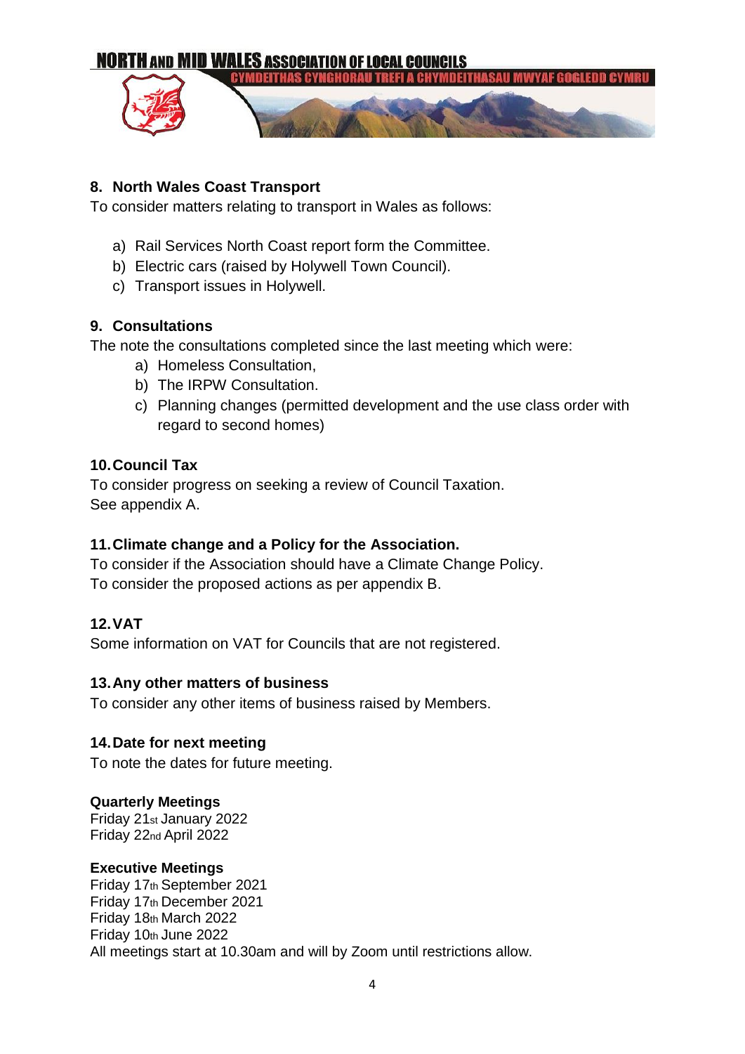## 8. North Wales Coast Transport

To consider matters relating to transport in Wales as follows:

a) Rail Services North Coast report form the Committee.
b) Electric cars (raised by Holywell Town Council).
c) Transport issues in Holywell.

## 9. Consultations

The note the consultations completed since the last meeting which were:

a) Homeless Consultation,
b) The IRPW Consultation.
c) Planning changes (permitted development and the use class order with regard to second homes)

## 10. Council Tax

To consider progress on seeking a review of Council Taxation.
See appendix A.

## 11. Climate change and a Policy for the Association.

To consider if the Association should have a Climate Change Policy.
To consider the proposed actions as per appendix B.

## 12. VAT

Some information on VAT for Councils that are not registered.

## 13. Any other matters of business

To consider any other items of business raised by Members.

## 14. Date for next meeting

To note the dates for future meeting.

**Quarterly Meetings**
Friday 21st January 2022
Friday 22nd April 2022

**Executive Meetings**
Friday 17th September 2021
Friday 17th December 2021
Friday 18th March 2022
Friday 10th June 2022
All meetings start at 10.30am and will by Zoom until restrictions allow.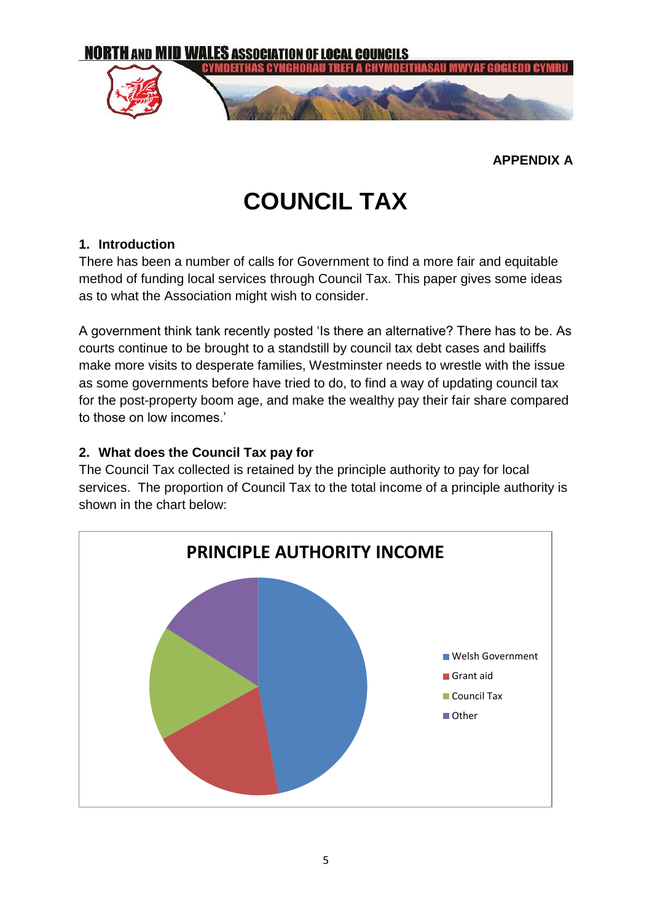APPENDIX A

# COUNCIL TAX

## 1. Introduction

There has been a number of calls for Government to find a more fair and equitable method of funding local services through Council Tax. This paper gives some ideas as to what the Association might wish to consider.

A government think tank recently posted 'Is there an alternative? There has to be. As courts continue to be brought to a standstill by council tax debt cases and bailiffs make more visits to desperate families, Westminster needs to wrestle with the issue as some governments before have tried to do, to find a way of updating council tax for the post-property boom age, and make the wealthy pay their fair share compared to those on low incomes.'

## 2. What does the Council Tax pay for

The Council Tax collected is retained by the principle authority to pay for local services. The proportion of Council Tax to the total income of a principle authority is shown in the chart below:

PRINCIPLE AUTHORITY INCOME

- Welsh Government
- Grant aid
- Council Tax
- Other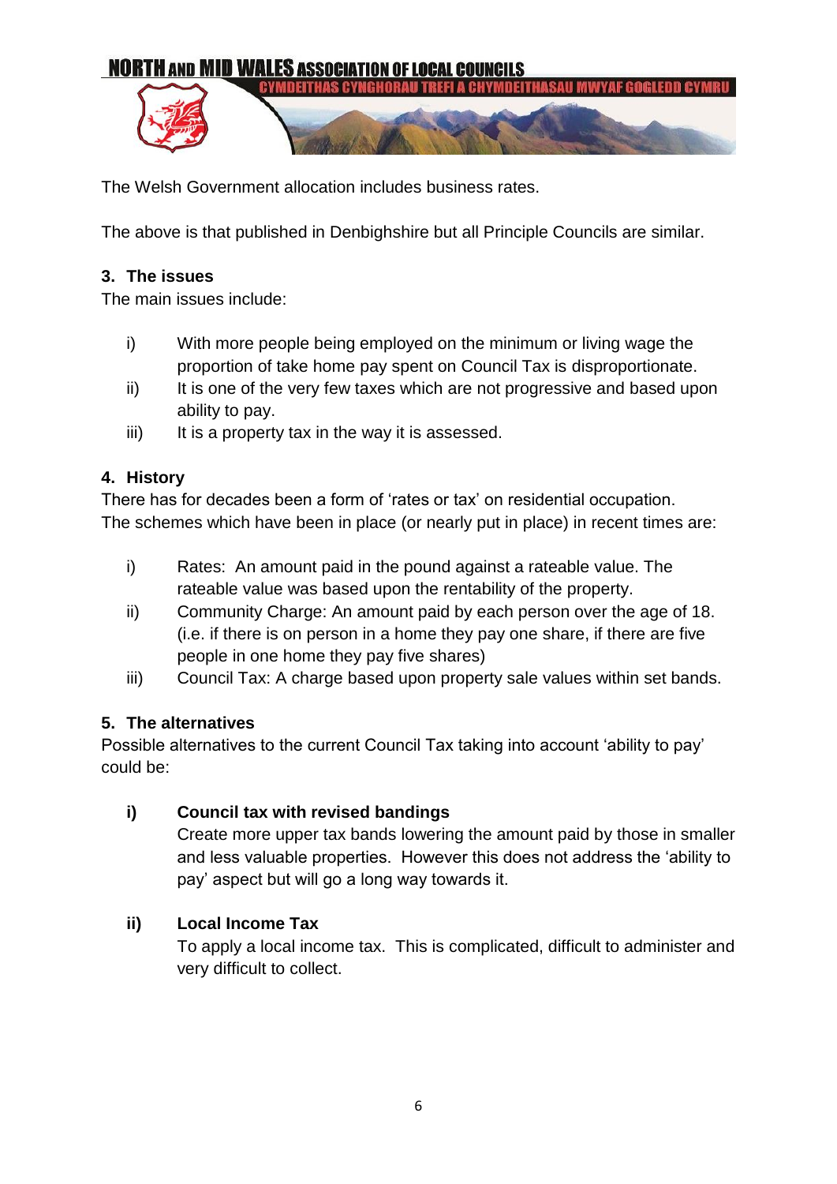The Welsh Government allocation includes business rates.

The above is that published in Denbighshire but all Principle Councils are similar.

## 3. The issues

The main issues include:

i) With more people being employed on the minimum or living wage the proportion of take home pay spent on Council Tax is disproportionate.

ii) It is one of the very few taxes which are not progressive and based upon ability to pay.

iii) It is a property tax in the way it is assessed.

## 4. History

There has for decades been a form of 'rates or tax' on residential occupation. The schemes which have been in place (or nearly put in place) in recent times are:

i) Rates: An amount paid in the pound against a rateable value. The rateable value was based upon the rentability of the property.

ii) Community Charge: An amount paid by each person over the age of 18. (i.e. if there is on person in a home they pay one share, if there are five people in one home they pay five shares)

iii) Council Tax: A charge based upon property sale values within set bands.

## 5. The alternatives

Possible alternatives to the current Council Tax taking into account 'ability to pay' could be:

**i) Council tax with revised bandings**

Create more upper tax bands lowering the amount paid by those in smaller and less valuable properties. However this does not address the 'ability to pay' aspect but will go a long way towards it.

**ii) Local Income Tax**

To apply a local income tax. This is complicated, difficult to administer and very difficult to collect.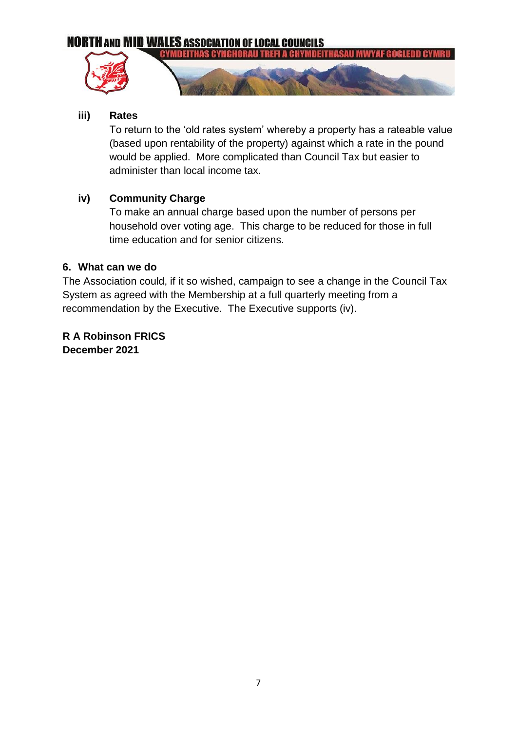**iii) Rates**

To return to the 'old rates system' whereby a property has a rateable value (based upon rentability of the property) against which a rate in the pound would be applied. More complicated than Council Tax but easier to administer than local income tax.

**iv) Community Charge**

To make an annual charge based upon the number of persons per household over voting age. This charge to be reduced for those in full time education and for senior citizens.

## 6. What can we do

The Association could, if it so wished, campaign to see a change in the Council Tax System as agreed with the Membership at a full quarterly meeting from a recommendation by the Executive. The Executive supports (iv).

**R A Robinson FRICS**
**December 2021**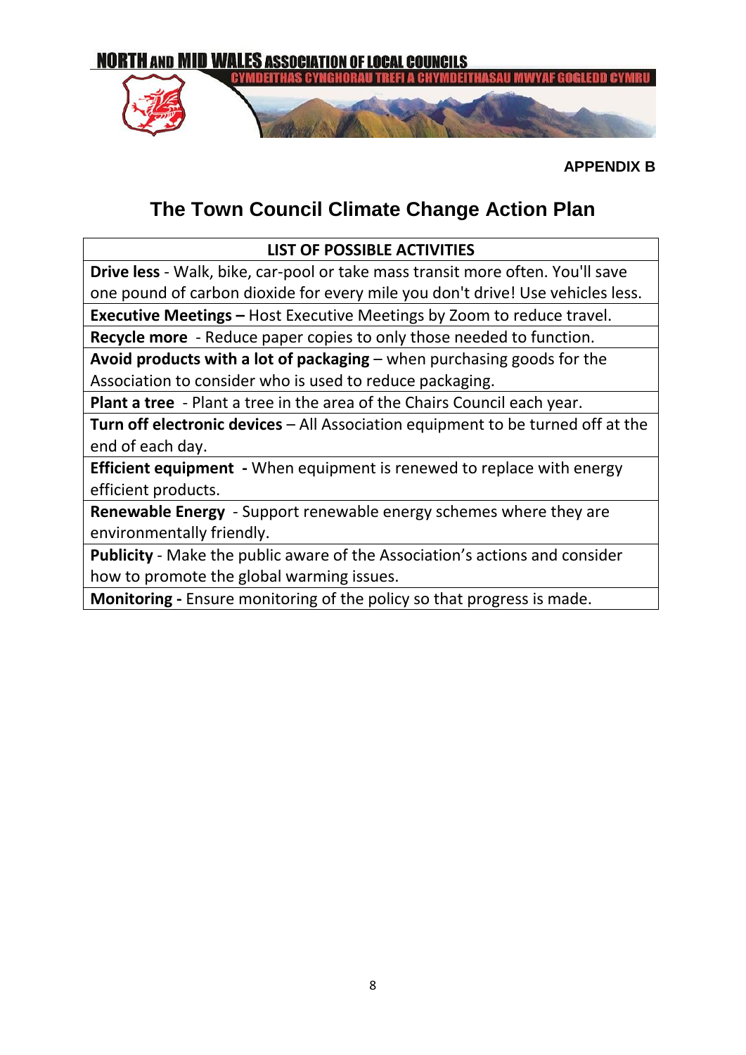NORTH AND MID WALES ASSOCIATION OF LOCAL COUNCILS

CYMDEITHAS CYNGHORAU TREFI A CHYMDEITHASAU MWYAF GOGLEDD CYMRU

**APPENDIX B**

# The Town Council Climate Change Action Plan

| LIST OF POSSIBLE ACTIVITIES |
|---|
| **Drive less** - Walk, bike, car-pool or take mass transit more often. You'll save one pound of carbon dioxide for every mile you don't drive! Use vehicles less. |
| **Executive Meetings –** Host Executive Meetings by Zoom to reduce travel. |
| **Recycle more** - Reduce paper copies to only those needed to function. |
| **Avoid products with a lot of packaging** – when purchasing goods for the Association to consider who is used to reduce packaging. |
| **Plant a tree** - Plant a tree in the area of the Chairs Council each year. |
| **Turn off electronic devices** – All Association equipment to be turned off at the end of each day. |
| **Efficient equipment -** When equipment is renewed to replace with energy efficient products. |
| **Renewable Energy** - Support renewable energy schemes where they are environmentally friendly. |
| **Publicity** - Make the public aware of the Association's actions and consider how to promote the global warming issues. |
| **Monitoring -** Ensure monitoring of the policy so that progress is made. |